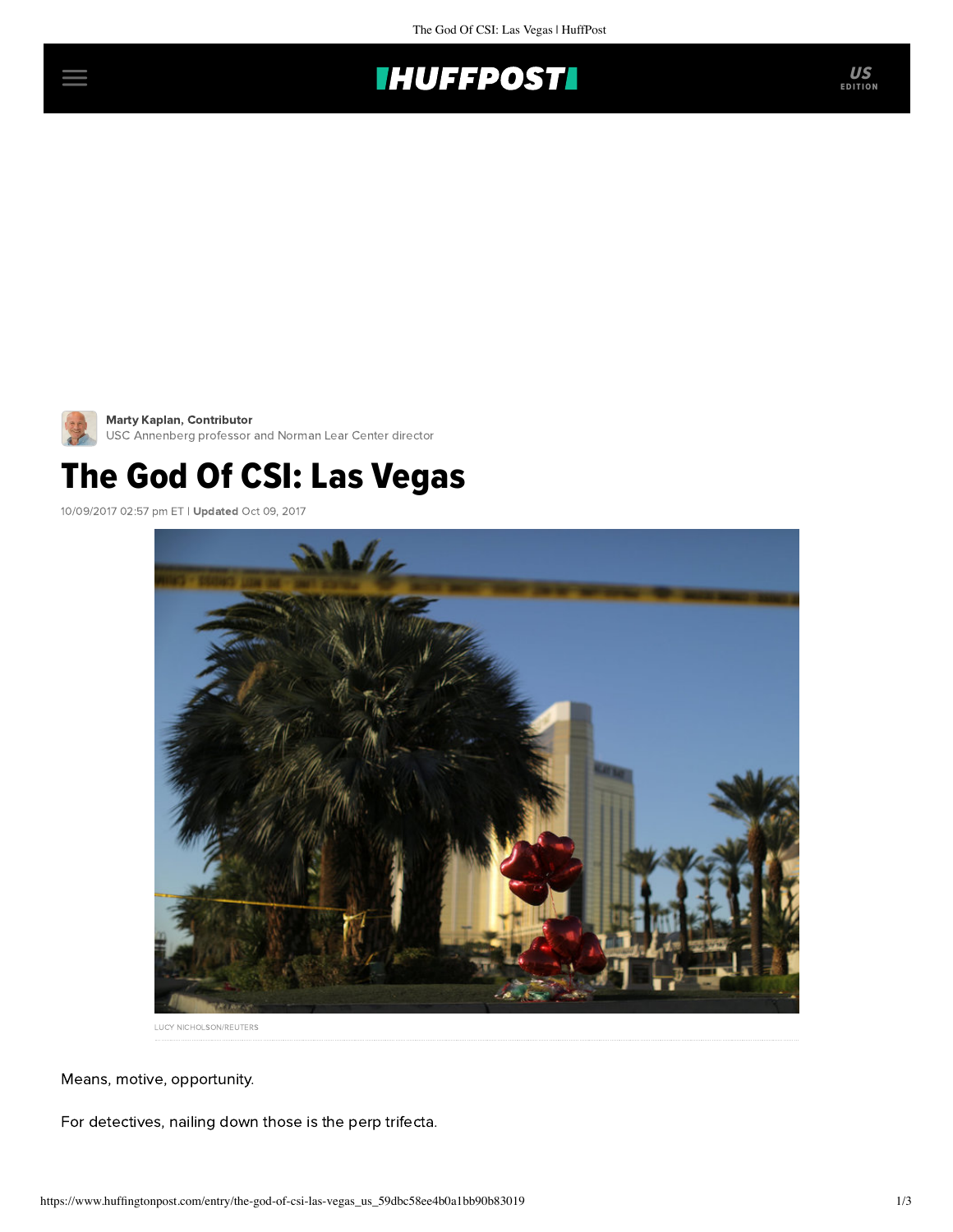Marty Kaplan, Contributor
USC Annenberg professor and Norman Lear Center director

# The God Of CSI: Las Vegas

10/09/2017 02:57 pm ET | **Updated** Oct 09, 2017

LUCY NICHOLSON/REUTERS

Means, motive, opportunity.

For detectives, nailing down those is the perp trifecta.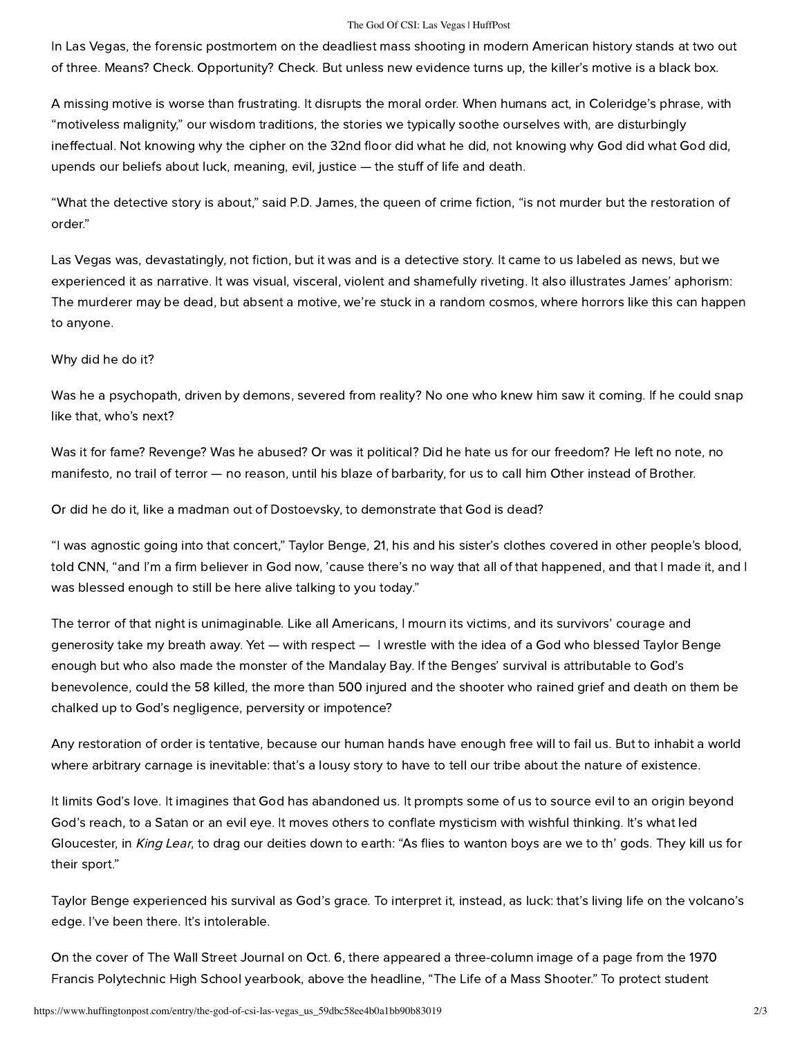In Las Vegas, the forensic postmortem on the deadliest mass shooting in modern American history stands at two out of three. Means? Check. Opportunity? Check. But unless new evidence turns up, the killer's motive is a black box.

A missing motive is worse than frustrating. It disrupts the moral order. When humans act, in Coleridge's phrase, with "motiveless malignity," our wisdom traditions, the stories we typically soothe ourselves with, are disturbingly ineffectual. Not knowing why the cipher on the 32nd floor did what he did, not knowing why God did what God did, upends our beliefs about luck, meaning, evil, justice — the stuff of life and death.

"What the detective story is about," said P.D. James, the queen of crime fiction, "is not murder but the restoration of order."

Las Vegas was, devastatingly, not fiction, but it was and is a detective story. It came to us labeled as news, but we experienced it as narrative. It was visual, visceral, violent and shamefully riveting. It also illustrates James' aphorism: The murderer may be dead, but absent a motive, we're stuck in a random cosmos, where horrors like this can happen to anyone.

Why did he do it?

Was he a psychopath, driven by demons, severed from reality? No one who knew him saw it coming. If he could snap like that, who's next?

Was it for fame? Revenge? Was he abused? Or was it political? Did he hate us for our freedom? He left no note, no manifesto, no trail of terror — no reason, until his blaze of barbarity, for us to call him Other instead of Brother.

Or did he do it, like a madman out of Dostoevsky, to demonstrate that God is dead?

"I was agnostic going into that concert," Taylor Benge, 21, his and his sister's clothes covered in other people's blood, told CNN, "and I'm a firm believer in God now, 'cause there's no way that all of that happened, and that I made it, and I was blessed enough to still be here alive talking to you today."

The terror of that night is unimaginable. Like all Americans, I mourn its victims, and its survivors' courage and generosity take my breath away. Yet — with respect — I wrestle with the idea of a God who blessed Taylor Benge enough but who also made the monster of the Mandalay Bay. If the Benges' survival is attributable to God's benevolence, could the 58 killed, the more than 500 injured and the shooter who rained grief and death on them be chalked up to God's negligence, perversity or impotence?

Any restoration of order is tentative, because our human hands have enough free will to fail us. But to inhabit a world where arbitrary carnage is inevitable: that's a lousy story to have to tell our tribe about the nature of existence.

It limits God's love. It imagines that God has abandoned us. It prompts some of us to source evil to an origin beyond God's reach, to a Satan or an evil eye. It moves others to conflate mysticism with wishful thinking. It's what led Gloucester, in *King Lear*, to drag our deities down to earth: "As flies to wanton boys are we to th' gods. They kill us for their sport."

Taylor Benge experienced his survival as God's grace. To interpret it, instead, as luck: that's living life on the volcano's edge. I've been there. It's intolerable.

On the cover of The Wall Street Journal on Oct. 6, there appeared a three-column image of a page from the 1970 Francis Polytechnic High School yearbook, above the headline, "The Life of a Mass Shooter." To protect student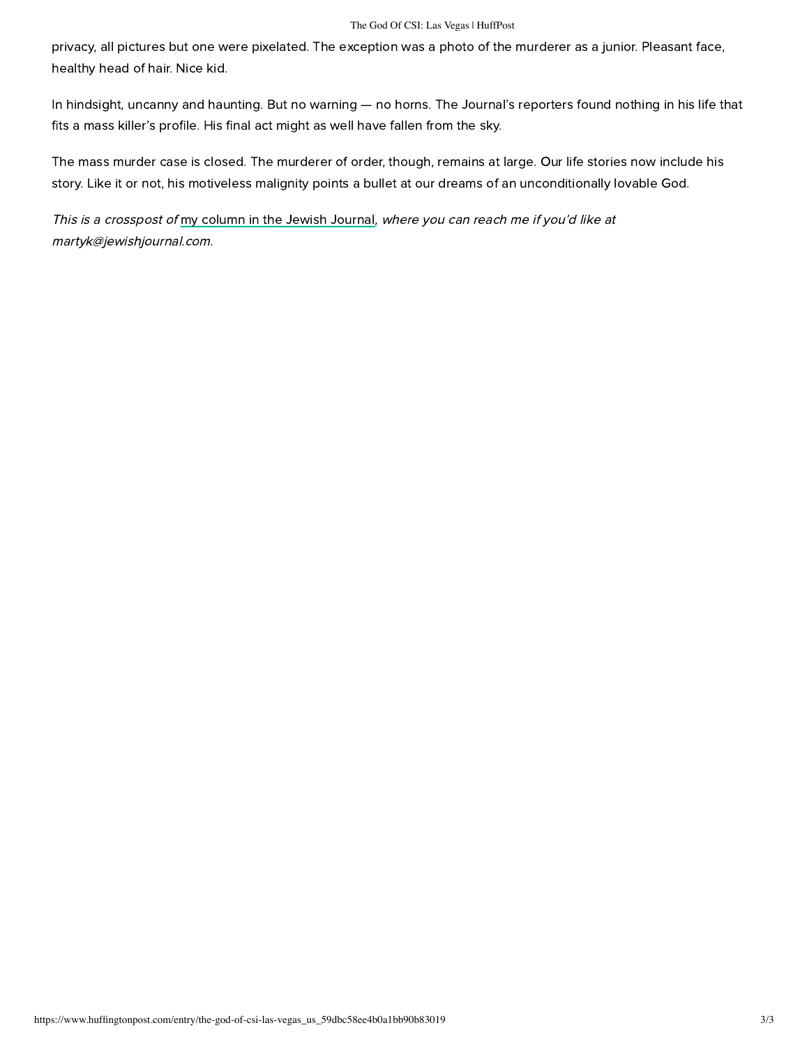privacy, all pictures but one were pixelated. The exception was a photo of the murderer as a junior. Pleasant face, healthy head of hair. Nice kid.

In hindsight, uncanny and haunting. But no warning — no horns. The Journal's reporters found nothing in his life that fits a mass killer's profile. His final act might as well have fallen from the sky.

The mass murder case is closed. The murderer of order, though, remains at large. Our life stories now include his story. Like it or not, his motiveless malignity points a bullet at our dreams of an unconditionally lovable God.

*This is a crosspost of* [my column in the Jewish Journal](), *where you can reach me if you'd like at martyk@jewishjournal.com.*